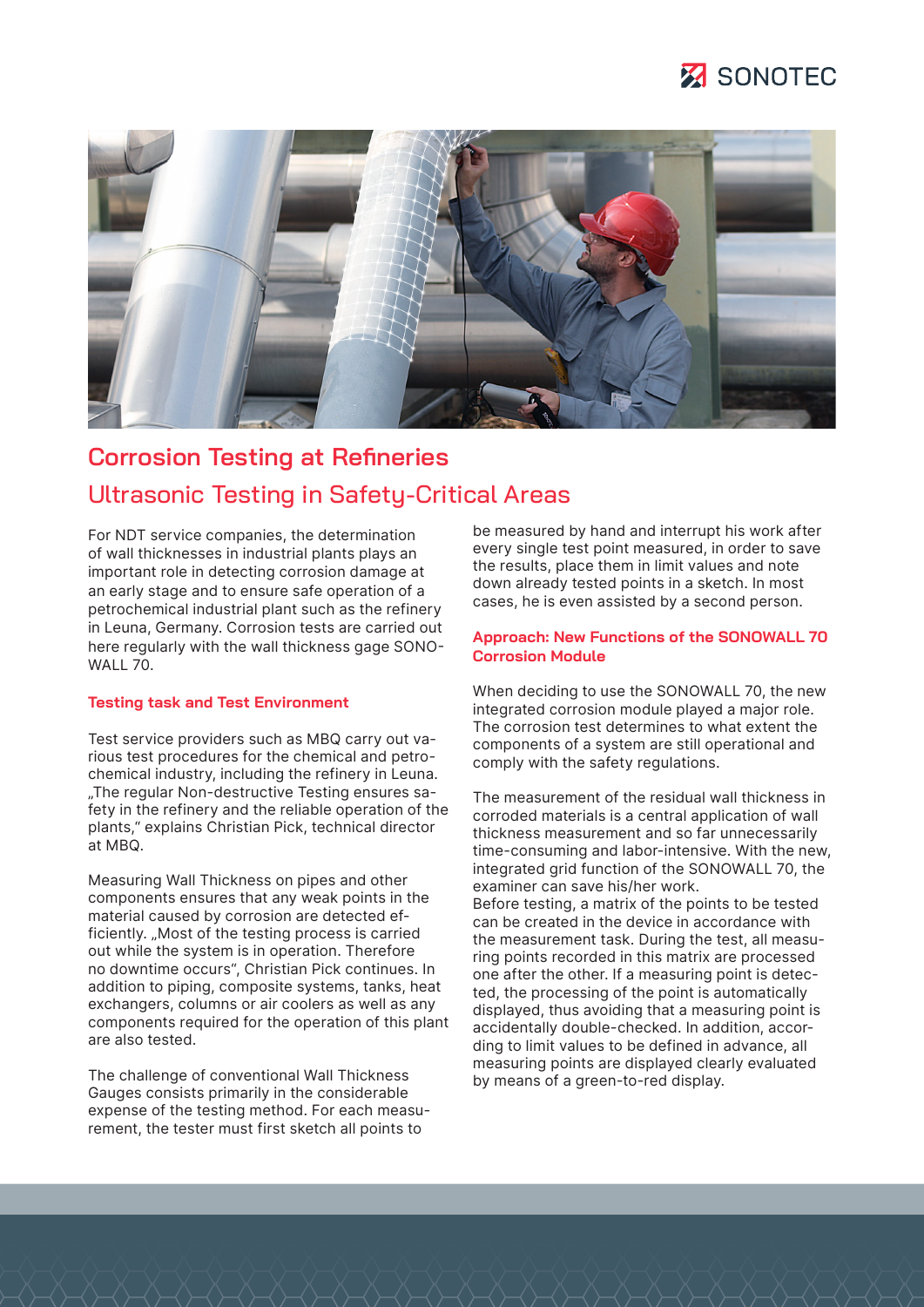# Corrosion Testing at Refineries

## Ultrasonic Testing in Safety-Critical Areas

For NDT service companies, the determination of wall thicknesses in industrial plants plays an important role in detecting corrosion damage at an early stage and to ensure safe operation of a petrochemical industrial plant such as the refinery in Leuna, Germany. Corrosion tests are carried out here regularly with the wall thickness gage SONOWALL 70.

### Testing task and Test Environment

Test service providers such as MBQ carry out various test procedures for the chemical and petrochemical industry, including the refinery in Leuna. „The regular Non-destructive Testing ensures safety in the refinery and the reliable operation of the plants," explains Christian Pick, technical director at MBQ.

Measuring Wall Thickness on pipes and other components ensures that any weak points in the material caused by corrosion are detected efficiently. „Most of the testing process is carried out while the system is in operation. Therefore no downtime occurs", Christian Pick continues. In addition to piping, composite systems, tanks, heat exchangers, columns or air coolers as well as any components required for the operation of this plant are also tested.

The challenge of conventional Wall Thickness Gauges consists primarily in the considerable expense of the testing method. For each measurement, the tester must first sketch all points to be measured by hand and interrupt his work after every single test point measured, in order to save the results, place them in limit values and note down already tested points in a sketch. In most cases, he is even assisted by a second person.

### Approach: New Functions of the SONOWALL 70 Corrosion Module

When deciding to use the SONOWALL 70, the new integrated corrosion module played a major role. The corrosion test determines to what extent the components of a system are still operational and comply with the safety regulations.

The measurement of the residual wall thickness in corroded materials is a central application of wall thickness measurement and so far unnecessarily time-consuming and labor-intensive. With the new, integrated grid function of the SONOWALL 70, the examiner can save his/her work.
Before testing, a matrix of the points to be tested can be created in the device in accordance with the measurement task. During the test, all measuring points recorded in this matrix are processed one after the other. If a measuring point is detected, the processing of the point is automatically displayed, thus avoiding that a measuring point is accidentally double-checked. In addition, according to limit values to be defined in advance, all measuring points are displayed clearly evaluated by means of a green-to-red display.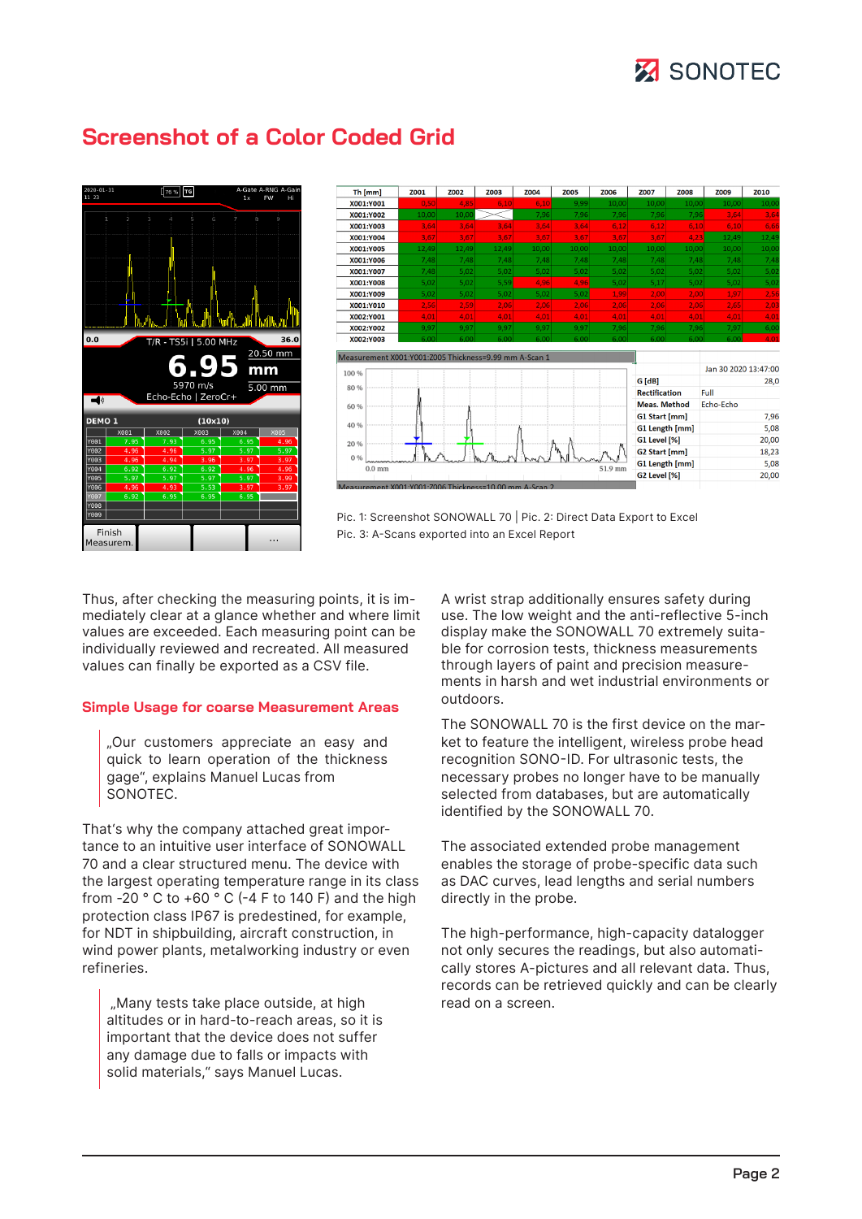## Screenshot of a Color Coded Grid

Pic. 1: Screenshot SONOWALL 70 | Pic. 2: Direct Data Export to Excel
Pic. 3: A-Scans exported into an Excel Report

Thus, after checking the measuring points, it is immediately clear at a glance whether and where limit values are exceeded. Each measuring point can be individually reviewed and recreated. All measured values can finally be exported as a CSV file.

### Simple Usage for coarse Measurement Areas

> „Our customers appreciate an easy and quick to learn operation of the thickness gage", explains Manuel Lucas from SONOTEC.

That's why the company attached great importance to an intuitive user interface of SONOWALL 70 and a clear structured menu. The device with the largest operating temperature range in its class from -20 ° C to +60 ° C (-4 F to 140 F) and the high protection class IP67 is predestined, for example, for NDT in shipbuilding, aircraft construction, in wind power plants, metalworking industry or even refineries.

> „Many tests take place outside, at high altitudes or in hard-to-reach areas, so it is important that the device does not suffer any damage due to falls or impacts with solid materials," says Manuel Lucas.

A wrist strap additionally ensures safety during use. The low weight and the anti-reflective 5-inch display make the SONOWALL 70 extremely suitable for corrosion tests, thickness measurements through layers of paint and precision measurements in harsh and wet industrial environments or outdoors.

The SONOWALL 70 is the first device on the market to feature the intelligent, wireless probe head recognition SONO-ID. For ultrasonic tests, the necessary probes no longer have to be manually selected from databases, but are automatically identified by the SONOWALL 70.

The associated extended probe management enables the storage of probe-specific data such as DAC curves, lead lengths and serial numbers directly in the probe.

The high-performance, high-capacity datalogger not only secures the readings, but also automatically stores A-pictures and all relevant data. Thus, records can be retrieved quickly and can be clearly read on a screen.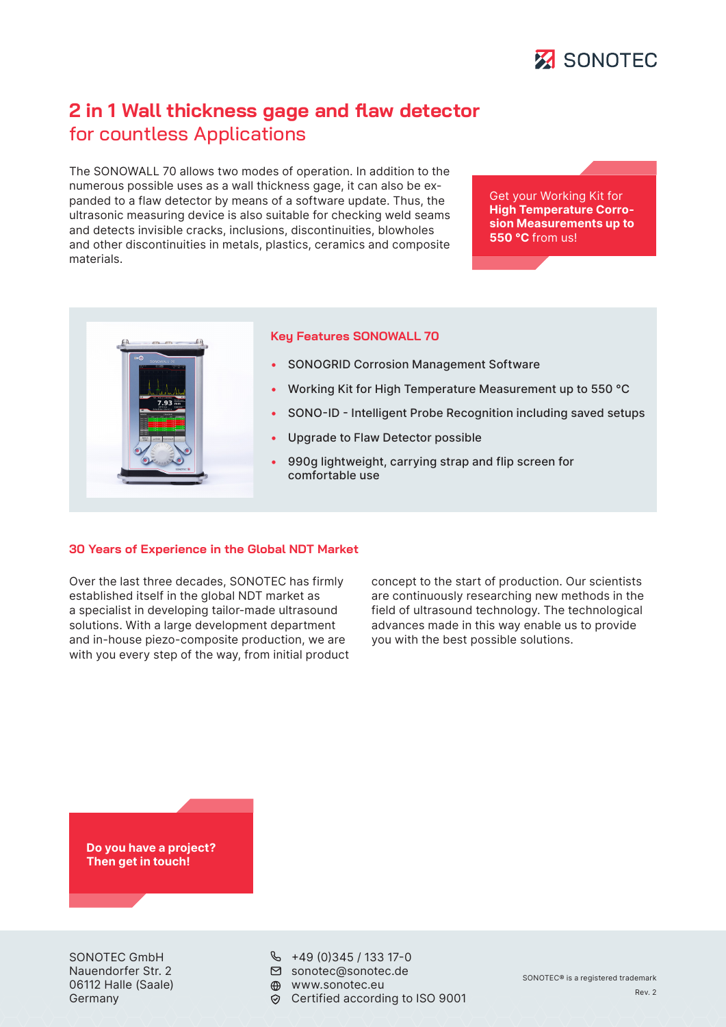SONOTEC

# 2 in 1 Wall thickness gage and flaw detector
## for countless Applications

The SONOWALL 70 allows two modes of operation. In addition to the numerous possible uses as a wall thickness gage, it can also be expanded to a flaw detector by means of a software update. Thus, the ultrasonic measuring device is also suitable for checking weld seams and detects invisible cracks, inclusions, discontinuities, blowholes and other discontinuities in metals, plastics, ceramics and composite materials.

Get your Working Kit for **High Temperature Corrosion Measurements up to 550 °C** from us!

### Key Features SONOWALL 70

- SONOGRID Corrosion Management Software
- Working Kit for High Temperature Measurement up to 550 °C
- SONO-ID - Intelligent Probe Recognition including saved setups
- Upgrade to Flaw Detector possible
- 990g lightweight, carrying strap and flip screen for comfortable use

### 30 Years of Experience in the Global NDT Market

Over the last three decades, SONOTEC has firmly established itself in the global NDT market as a specialist in developing tailor-made ultrasound solutions. With a large development department and in-house piezo-composite production, we are with you every step of the way, from initial product concept to the start of production. Our scientists are continuously researching new methods in the field of ultrasound technology. The technological advances made in this way enable us to provide you with the best possible solutions.

**Do you have a project? Then get in touch!**

SONOTEC GmbH
Nauendorfer Str. 2
06112 Halle (Saale)
Germany

+49 (0)345 / 133 17-0
sonotec@sonotec.de
www.sonotec.eu
Certified according to ISO 9001

SONOTEC® is a registered trademark
Rev. 2